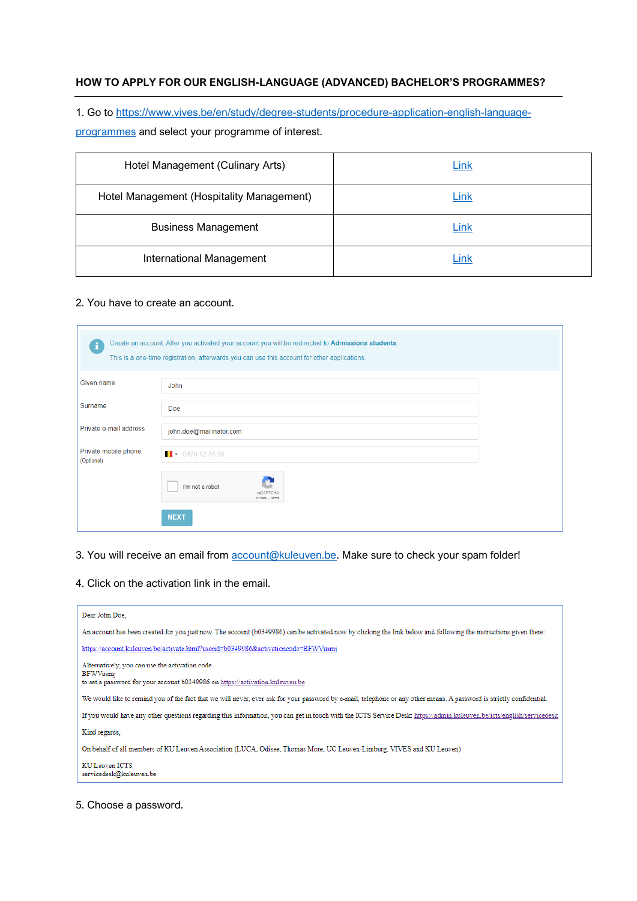## HOW TO APPLY FOR OUR ENGLISH-LANGUAGE (ADVANCED) BACHELOR'S PROGRAMMES?

1. Go to https://www.vives.be/en/study/degree-students/procedure-application-english-language-programmes and select your programme of interest.

| Hotel Management (Culinary Arts) | Link |
|---|---|
| Hotel Management (Hospitality Management) | Link |
| Business Management | Link |
| International Management | Link |

2. You have to create an account.

Create an account. After you activated your account you will be redirected to **Admissions students**.
This is a one-time registration, afterwards you can use this account for other applications

| | |
|---|---|
| Given name | John |
| Surname | Doe |
| Private e-mail address | john.doe@mailinator.com |
| Private mobile phone (Optional) | 0470 12 34 56 |

I'm not a robot

NEXT

3. You will receive an email from account@kuleuven.be. Make sure to check your spam folder!

4. Click on the activation link in the email.

Dear John Doe,

An account has been created for you just now. The account (b0349986) can be activated now by clicking the link below and following the instructions given there:

https://account.kuleuven.be/activate.html?userid=b0349986&activationcode=BFWVusmj

Alternatively, you can use the activation code
BFWVusmj
to set a password for your account b0349986 on https://activation.kuleuven.be

We would like to remind you of the fact that we will never, ever ask for your password by e-mail, telephone or any other means. A password is strictly confidential.

If you would have any other questions regarding this information, you can get in touch with the ICTS Service Desk: https://admin.kuleuven.be/icts/english/servicedesk

Kind regards,

On behalf of all members of KU Leuven Association (LUCA, Odisee, Thomas More, UC Leuven-Limburg, VIVES and KU Leuven)

KU Leuven ICTS
servicedesk@kuleuven.be

5. Choose a password.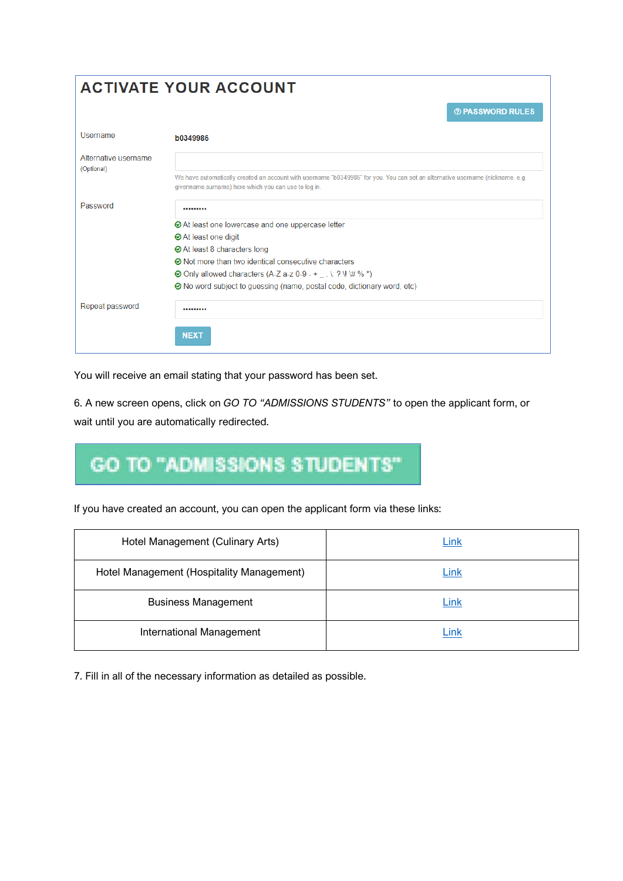## ACTIVATE YOUR ACCOUNT

PASSWORD RULES

Username: b0349986

Alternative username (Optional)

We have automatically created an account with username "b0349986" for you. You can set an alternative username (nickname, e.g. givenname.surname) here which you can use to log in.

Password: •••••••••

- At least one lowercase and one uppercase letter
- At least one digit
- At least 8 characters long
- Not more than two identical consecutive characters
- Only allowed characters (A-Z a-z 0-9 - + _ . \ : ? \! \# % *)
- No word subject to guessing (name, postal code, dictionary word, etc)

Repeat password: •••••••••

NEXT

You will receive an email stating that your password has been set.

6. A new screen opens, click on *GO TO "ADMISSIONS STUDENTS"* to open the applicant form, or wait until you are automatically redirected.

GO TO "ADMISSIONS STUDENTS"

If you have created an account, you can open the applicant form via these links:

| | |
|---|---|
| Hotel Management (Culinary Arts) | Link |
| Hotel Management (Hospitality Management) | Link |
| Business Management | Link |
| International Management | Link |

7. Fill in all of the necessary information as detailed as possible.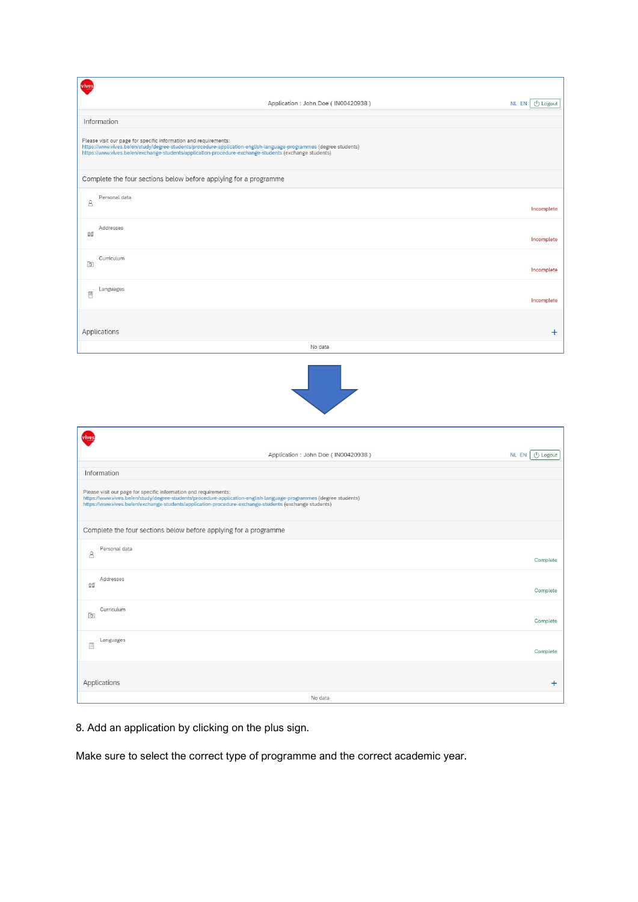Application : John Doe ( IN00420938 )

NL EN Logout

Information

Please visit our page for specific information and requirements:
https://www.vives.be/en/study/degree-students/procedure-application-english-language-programmes (degree students)
https://www.vives.be/en/exchange-students/application-procedure-exchange-students (exchange students)

Complete the four sections below before applying for a programme

| Section | Status |
| --- | --- |
| Personal data | Incomplete |
| Addresses | Incomplete |
| Curriculum | Incomplete |
| Languages | Incomplete |

Applications +

No data

Application : John Doe ( IN00420938 )

NL EN Logout

Information

Please visit our page for specific information and requirements:
https://www.vives.be/en/study/degree-students/procedure-application-english-language-programmes (degree students)
https://www.vives.be/en/exchange-students/application-procedure-exchange-students (exchange students)

Complete the four sections below before applying for a programme

| Section | Status |
| --- | --- |
| Personal data | Complete |
| Addresses | Complete |
| Curriculum | Complete |
| Languages | Complete |

Applications +

No data

8. Add an application by clicking on the plus sign.

Make sure to select the correct type of programme and the correct academic year.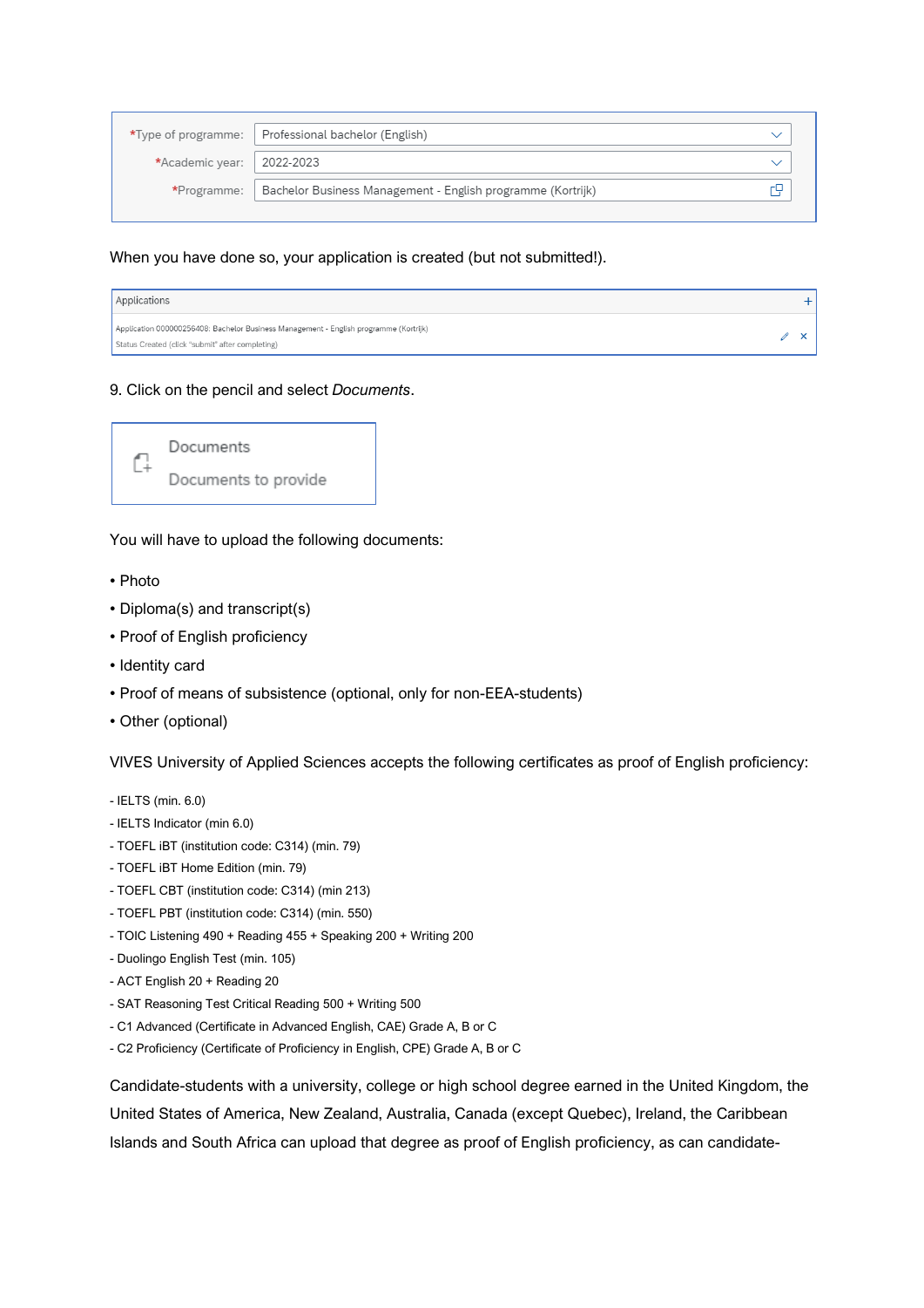| *Type of programme: | Professional bachelor (English) |
| --- | --- |
| *Academic year: | 2022-2023 |
| *Programme: | Bachelor Business Management - English programme (Kortrijk) |

When you have done so, your application is created (but not submitted!).

| Applications |
| --- |
| Application 000000256408: Bachelor Business Management - English programme (Kortrijk)<br>Status Created (click "submit" after completing) |

9. Click on the pencil and select *Documents*.

Documents

Documents to provide

You will have to upload the following documents:

• Photo

• Diploma(s) and transcript(s)

• Proof of English proficiency

• Identity card

• Proof of means of subsistence (optional, only for non-EEA-students)

• Other (optional)

VIVES University of Applied Sciences accepts the following certificates as proof of English proficiency:

- IELTS (min. 6.0)
- IELTS Indicator (min 6.0)
- TOEFL iBT (institution code: C314) (min. 79)
- TOEFL iBT Home Edition (min. 79)
- TOEFL CBT (institution code: C314) (min 213)
- TOEFL PBT (institution code: C314) (min. 550)
- TOIC Listening 490 + Reading 455 + Speaking 200 + Writing 200
- Duolingo English Test (min. 105)
- ACT English 20 + Reading 20
- SAT Reasoning Test Critical Reading 500 + Writing 500
- C1 Advanced (Certificate in Advanced English, CAE) Grade A, B or C
- C2 Proficiency (Certificate of Proficiency in English, CPE) Grade A, B or C

Candidate-students with a university, college or high school degree earned in the United Kingdom, the United States of America, New Zealand, Australia, Canada (except Quebec), Ireland, the Caribbean Islands and South Africa can upload that degree as proof of English proficiency, as can candidate-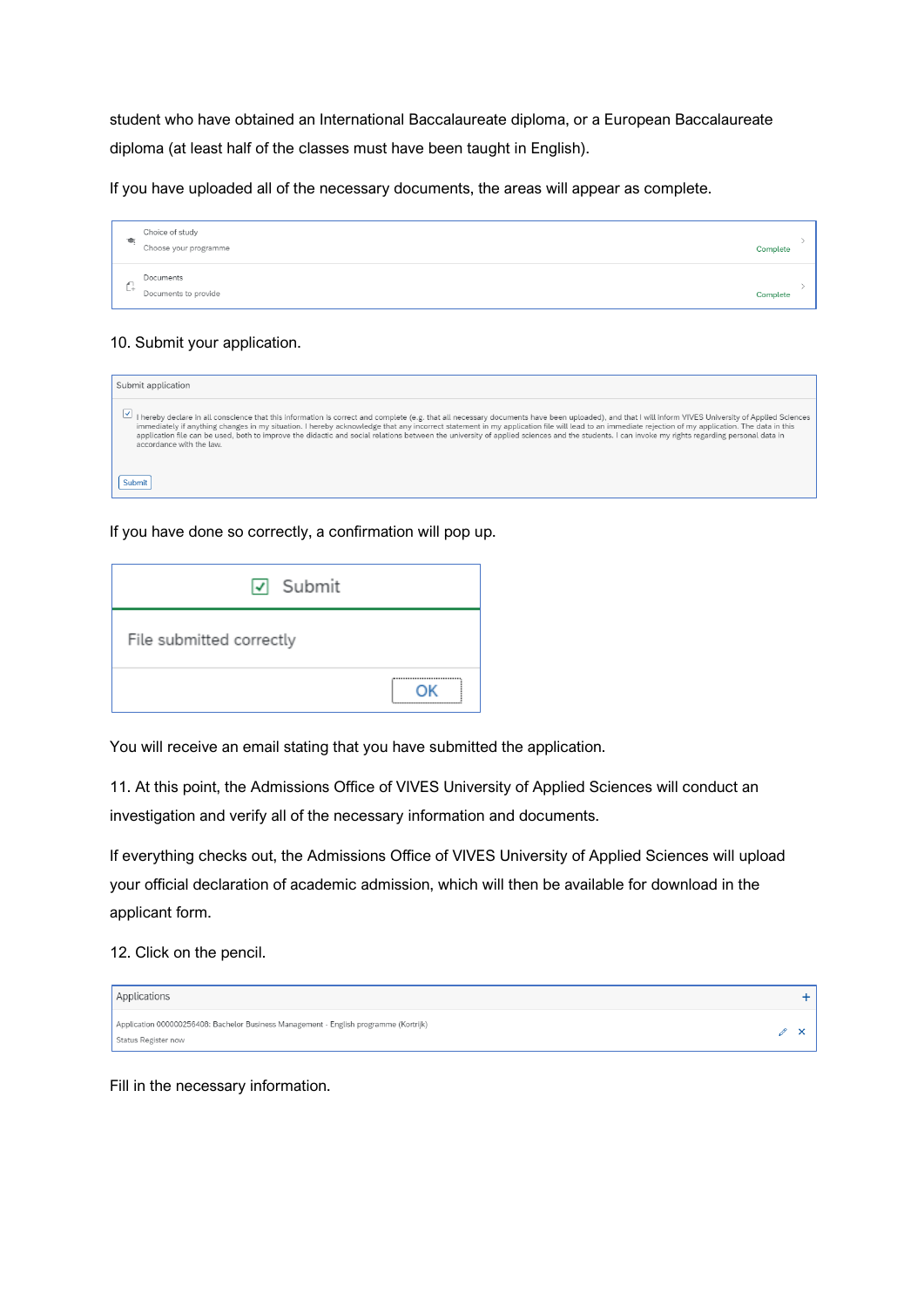student who have obtained an International Baccalaureate diploma, or a European Baccalaureate diploma (at least half of the classes must have been taught in English).

If you have uploaded all of the necessary documents, the areas will appear as complete.

| | | |
|---|---|---|
| Choice of study<br>Choose your programme | Complete | > |
| Documents<br>Documents to provide | Complete | > |

10. Submit your application.

Submit application

☑ I hereby declare in all conscience that this information is correct and complete (e.g. that all necessary documents have been uploaded), and that I will inform VIVES University of Applied Sciences immediately if anything changes in my situation. I hereby acknowledge that any incorrect statement in my application file will lead to an immediate rejection of my application. The data in this application file can be used, both to improve the didactic and social relations between the university of applied sciences and the students. I can invoke my rights regarding personal data in accordance with the law.

Submit

If you have done so correctly, a confirmation will pop up.

☑ Submit

File submitted correctly

OK

You will receive an email stating that you have submitted the application.

11. At this point, the Admissions Office of VIVES University of Applied Sciences will conduct an investigation and verify all of the necessary information and documents.

If everything checks out, the Admissions Office of VIVES University of Applied Sciences will upload your official declaration of academic admission, which will then be available for download in the applicant form.

12. Click on the pencil.

Applications +

Application 000000256408: Bachelor Business Management - English programme (Kortrijk)
Status Register now

Fill in the necessary information.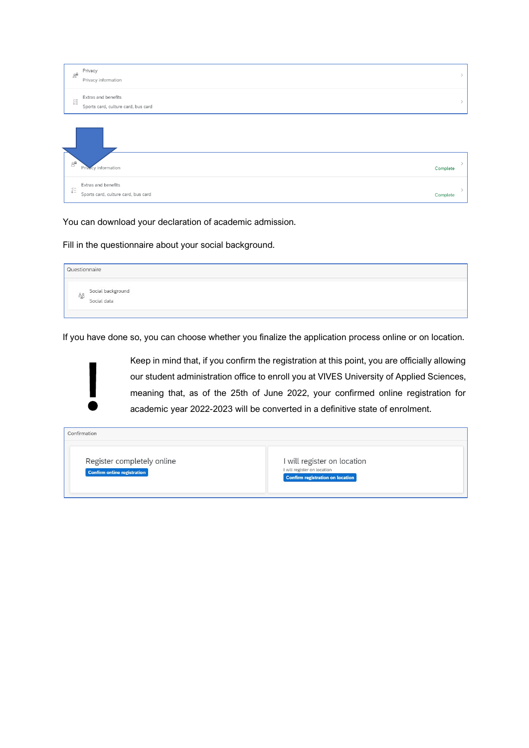Privacy
Privacy information

Extras and benefits
Sports card, culture card, bus card

Privacy information — Complete

Extras and benefits
Sports card, culture card, bus card — Complete

You can download your declaration of academic admission.

Fill in the questionnaire about your social background.

Questionnaire

Social background
Social data

If you have done so, you can choose whether you finalize the application process online or on location.

**!** Keep in mind that, if you confirm the registration at this point, you are officially allowing our student administration office to enroll you at VIVES University of Applied Sciences, meaning that, as of the 25th of June 2022, your confirmed online registration for academic year 2022-2023 will be converted in a definitive state of enrolment.

Confirmation

Register completely online
Confirm online registration

I will register on location
I will register on location
Confirm registration on location